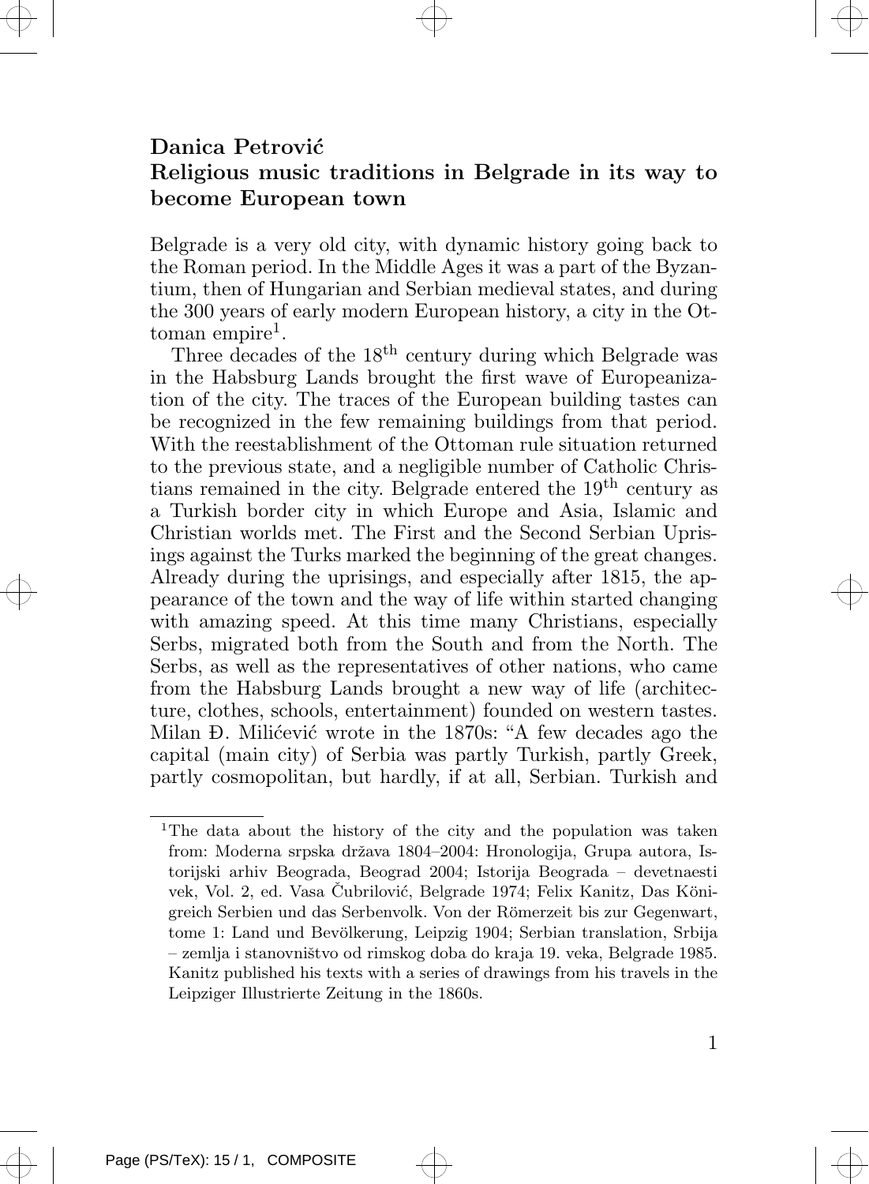**Danica Petrović**

# Religious music traditions in Belgrade in its way to become European town

Belgrade is a very old city, with dynamic history going back to the Roman period. In the Middle Ages it was a part of the Byzantium, then of Hungarian and Serbian medieval states, and during the 300 years of early modern European history, a city in the Ottoman empire[1].

Three decades of the 18th century during which Belgrade was in the Habsburg Lands brought the first wave of Europeanization of the city. The traces of the European building tastes can be recognized in the few remaining buildings from that period. With the reestablishment of the Ottoman rule situation returned to the previous state, and a negligible number of Catholic Christians remained in the city. Belgrade entered the 19th century as a Turkish border city in which Europe and Asia, Islamic and Christian worlds met. The First and the Second Serbian Uprisings against the Turks marked the beginning of the great changes. Already during the uprisings, and especially after 1815, the appearance of the town and the way of life within started changing with amazing speed. At this time many Christians, especially Serbs, migrated both from the South and from the North. The Serbs, as well as the representatives of other nations, who came from the Habsburg Lands brought a new way of life (architecture, clothes, schools, entertainment) founded on western tastes. Milan Đ. Milićević wrote in the 1870s: "A few decades ago the capital (main city) of Serbia was partly Turkish, partly Greek, partly cosmopolitan, but hardly, if at all, Serbian. Turkish and

[1] The data about the history of the city and the population was taken from: Moderna srpska država 1804–2004: Hronologija, Grupa autora, Istorijski arhiv Beograda, Beograd 2004; Istorija Beograda – devetnaesti vek, Vol. 2, ed. Vasa Čubrilović, Belgrade 1974; Felix Kanitz, Das Königreich Serbien und das Serbenvolk. Von der Römerzeit bis zur Gegenwart, tome 1: Land und Bevölkerung, Leipzig 1904; Serbian translation, Srbija – zemlja i stanovništvo od rimskog doba do kraja 19. veka, Belgrade 1985. Kanitz published his texts with a series of drawings from his travels in the Leipziger Illustrierte Zeitung in the 1860s.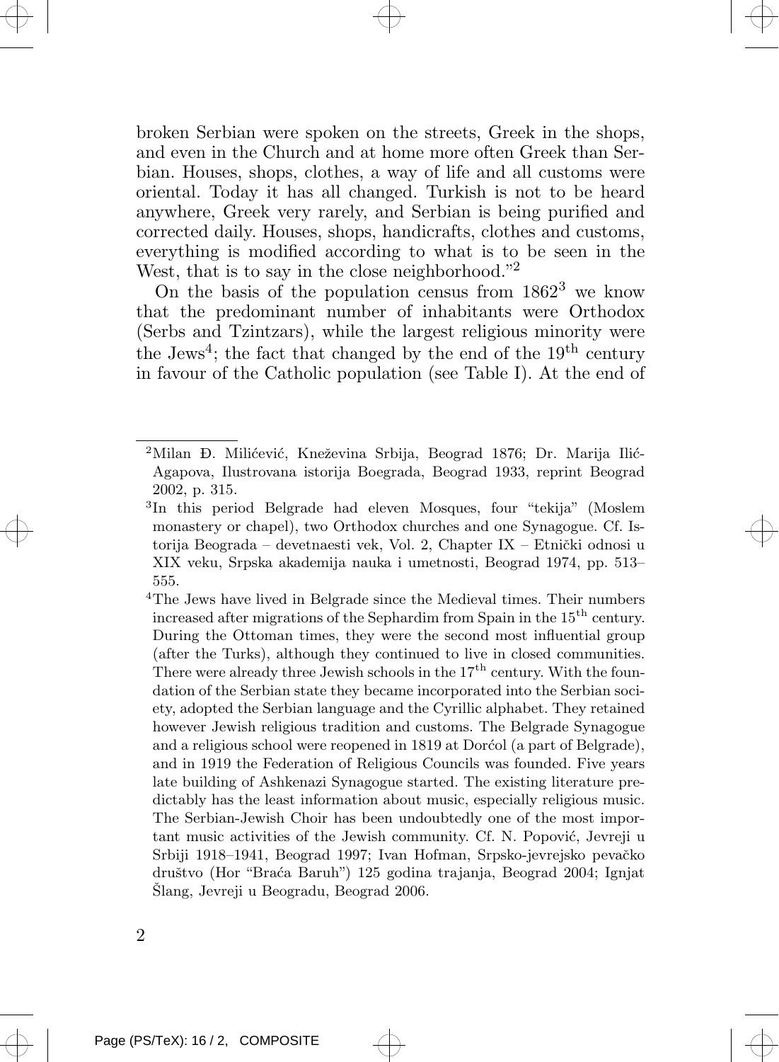broken Serbian were spoken on the streets, Greek in the shops, and even in the Church and at home more often Greek than Serbian. Houses, shops, clothes, a way of life and all customs were oriental. Today it has all changed. Turkish is not to be heard anywhere, Greek very rarely, and Serbian is being purified and corrected daily. Houses, shops, handicrafts, clothes and customs, everything is modified according to what is to be seen in the West, that is to say in the close neighborhood."[2]

On the basis of the population census from 1862[3] we know that the predominant number of inhabitants were Orthodox (Serbs and Tzintzars), while the largest religious minority were the Jews[4]; the fact that changed by the end of the 19th century in favour of the Catholic population (see Table I). At the end of

---

[2] Milan Đ. Milićević, Kneževina Srbija, Beograd 1876; Dr. Marija Ilić-Agapova, Ilustrovana istorija Boegrada, Beograd 1933, reprint Beograd 2002, p. 315.

[3] In this period Belgrade had eleven Mosques, four "tekija" (Moslem monastery or chapel), two Orthodox churches and one Synagogue. Cf. Istorija Beograda – devetnaesti vek, Vol. 2, Chapter IX – Etnički odnosi u XIX veku, Srpska akademija nauka i umetnosti, Beograd 1974, pp. 513–555.

[4] The Jews have lived in Belgrade since the Medieval times. Their numbers increased after migrations of the Sephardim from Spain in the 15th century. During the Ottoman times, they were the second most influential group (after the Turks), although they continued to live in closed communities. There were already three Jewish schools in the 17th century. With the foundation of the Serbian state they became incorporated into the Serbian society, adopted the Serbian language and the Cyrillic alphabet. They retained however Jewish religious tradition and customs. The Belgrade Synagogue and a religious school were reopened in 1819 at Dorćol (a part of Belgrade), and in 1919 the Federation of Religious Councils was founded. Five years late building of Ashkenazi Synagogue started. The existing literature predictably has the least information about music, especially religious music. The Serbian-Jewish Choir has been undoubtedly one of the most important music activities of the Jewish community. Cf. N. Popović, Jevreji u Srbiji 1918–1941, Beograd 1997; Ivan Hofman, Srpsko-jevrejsko pevačko društvo (Hor "Braća Baruh") 125 godina trajanja, Beograd 2004; Ignjat Šlang, Jevreji u Beogradu, Beograd 2006.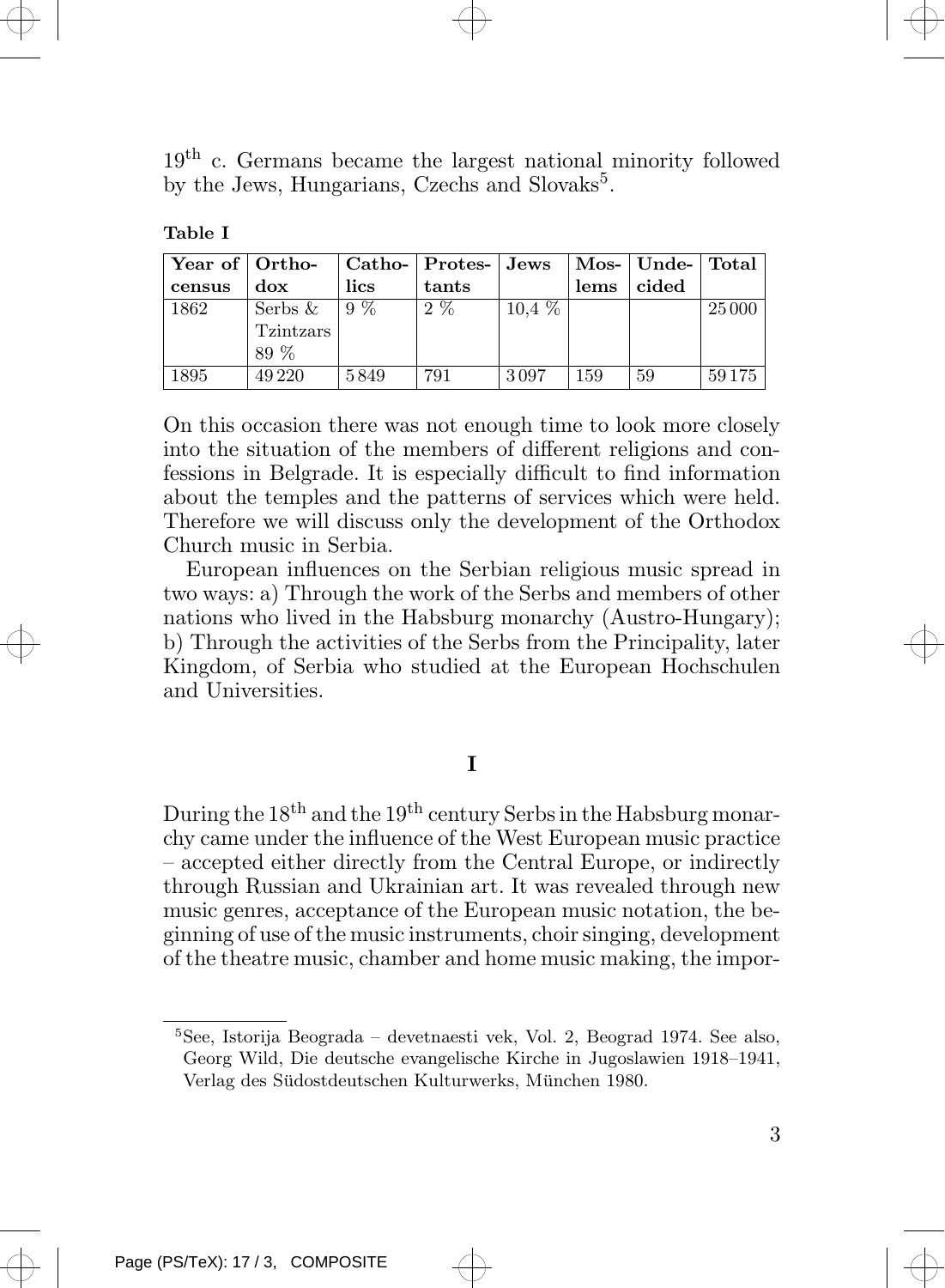19th c. Germans became the largest national minority followed by the Jews, Hungarians, Czechs and Slovaks[5].

**Table I**

| Year of census | Ortho-dox | Catho-lics | Protes-tants | Jews | Mos-lems | Unde-cided | Total |
|---|---|---|---|---|---|---|---|
| 1862 | Serbs & Tzintzars 89 % | 9 % | 2 % | 10,4 % | | | 25 000 |
| 1895 | 49 220 | 5 849 | 791 | 3 097 | 159 | 59 | 59 175 |

On this occasion there was not enough time to look more closely into the situation of the members of different religions and confessions in Belgrade. It is especially difficult to find information about the temples and the patterns of services which were held. Therefore we will discuss only the development of the Orthodox Church music in Serbia.

European influences on the Serbian religious music spread in two ways: a) Through the work of the Serbs and members of other nations who lived in the Habsburg monarchy (Austro-Hungary); b) Through the activities of the Serbs from the Principality, later Kingdom, of Serbia who studied at the European Hochschulen and Universities.

## I

During the 18th and the 19th century Serbs in the Habsburg monarchy came under the influence of the West European music practice – accepted either directly from the Central Europe, or indirectly through Russian and Ukrainian art. It was revealed through new music genres, acceptance of the European music notation, the beginning of use of the music instruments, choir singing, development of the theatre music, chamber and home music making, the impor-

[5] See, Istorija Beograda – devetnaesti vek, Vol. 2, Beograd 1974. See also, Georg Wild, Die deutsche evangelische Kirche in Jugoslawien 1918–1941, Verlag des Südostdeutschen Kulturwerks, München 1980.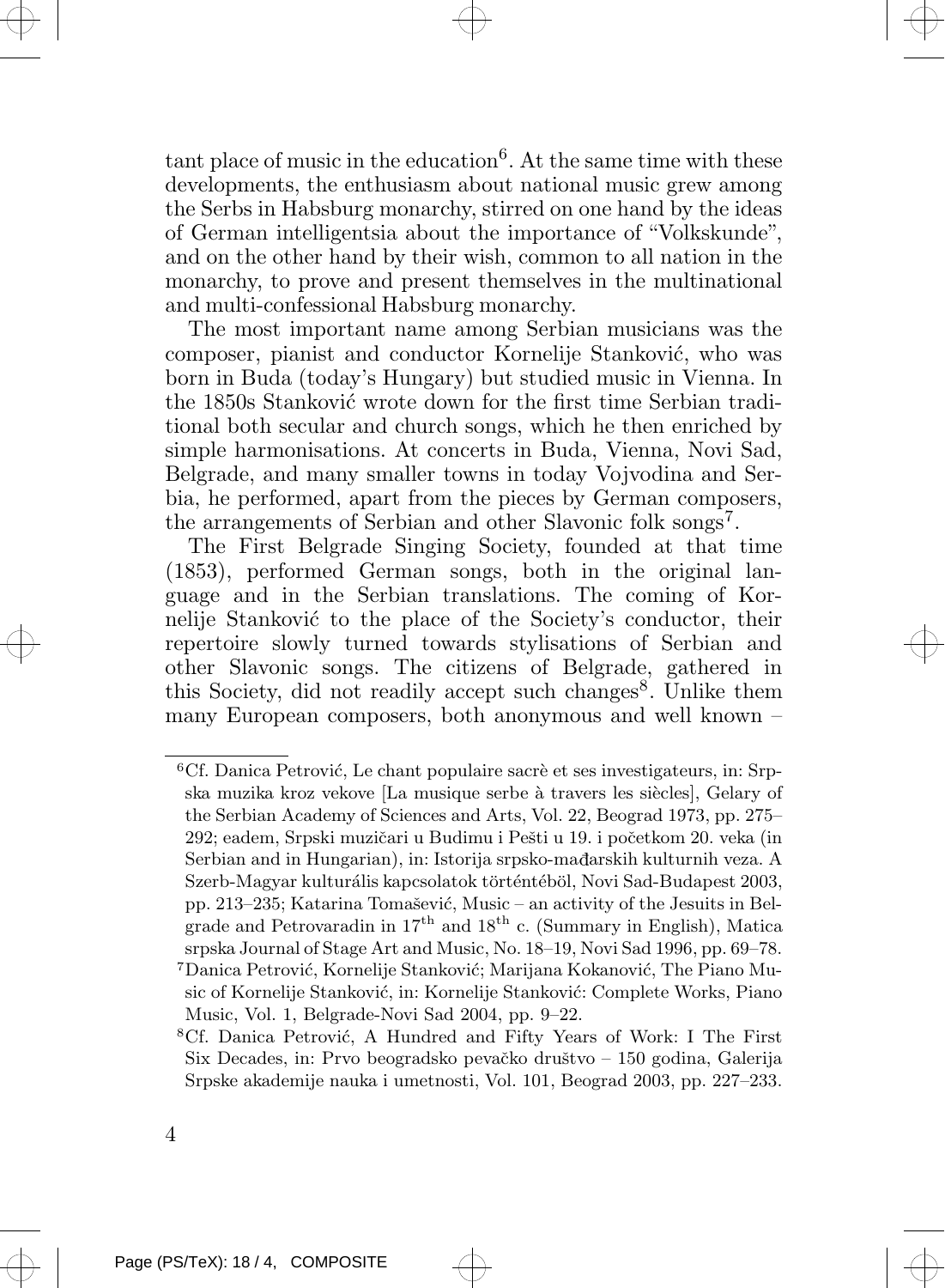tant place of music in the education[6]. At the same time with these developments, the enthusiasm about national music grew among the Serbs in Habsburg monarchy, stirred on one hand by the ideas of German intelligentsia about the importance of "Volkskunde", and on the other hand by their wish, common to all nation in the monarchy, to prove and present themselves in the multinational and multi-confessional Habsburg monarchy.

The most important name among Serbian musicians was the composer, pianist and conductor Kornelije Stanković, who was born in Buda (today's Hungary) but studied music in Vienna. In the 1850s Stanković wrote down for the first time Serbian traditional both secular and church songs, which he then enriched by simple harmonisations. At concerts in Buda, Vienna, Novi Sad, Belgrade, and many smaller towns in today Vojvodina and Serbia, he performed, apart from the pieces by German composers, the arrangements of Serbian and other Slavonic folk songs[7].

The First Belgrade Singing Society, founded at that time (1853), performed German songs, both in the original language and in the Serbian translations. The coming of Kornelije Stanković to the place of the Society's conductor, their repertoire slowly turned towards stylisations of Serbian and other Slavonic songs. The citizens of Belgrade, gathered in this Society, did not readily accept such changes[8]. Unlike them many European composers, both anonymous and well known –

---

[6] Cf. Danica Petrović, Le chant populaire sacrè et ses investigateurs, in: Srpska muzika kroz vekove [La musique serbe à travers les siècles], Gelary of the Serbian Academy of Sciences and Arts, Vol. 22, Beograd 1973, pp. 275–292; eadem, Srpski muzičari u Budimu i Pešti u 19. i početkom 20. veka (in Serbian and in Hungarian), in: Istorija srpsko-mađarskih kulturnih veza. A Szerb-Magyar kulturális kapcsolatok történtéböl, Novi Sad-Budapest 2003, pp. 213–235; Katarina Tomašević, Music – an activity of the Jesuits in Belgrade and Petrovaradin in 17th and 18th c. (Summary in English), Matica srpska Journal of Stage Art and Music, No. 18–19, Novi Sad 1996, pp. 69–78.

[7] Danica Petrović, Kornelije Stanković; Marijana Kokanović, The Piano Music of Kornelije Stanković, in: Kornelije Stanković: Complete Works, Piano Music, Vol. 1, Belgrade-Novi Sad 2004, pp. 9–22.

[8] Cf. Danica Petrović, A Hundred and Fifty Years of Work: I The First Six Decades, in: Prvo beogradsko pevačko društvo – 150 godina, Galerija Srpske akademije nauka i umetnosti, Vol. 101, Beograd 2003, pp. 227–233.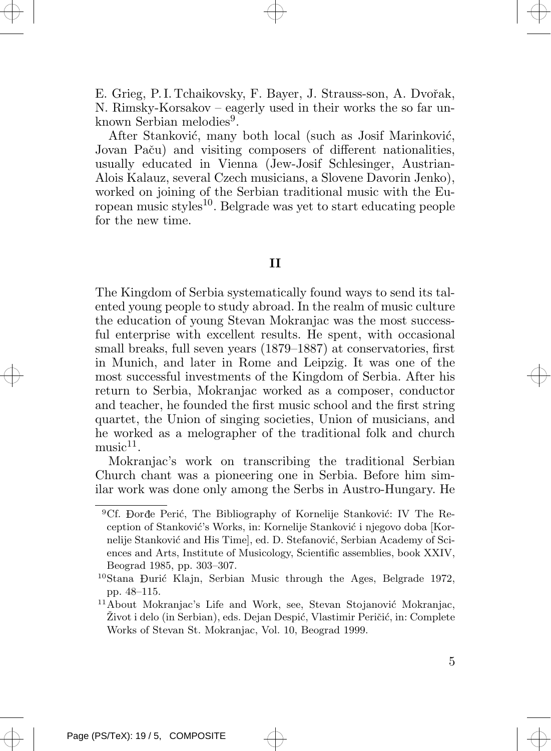E. Grieg, P. I. Tchaikovsky, F. Bayer, J. Strauss-son, A. Dvořak, N. Rimsky-Korsakov – eagerly used in their works the so far unknown Serbian melodies[9].

After Stanković, many both local (such as Josif Marinković, Jovan Paču) and visiting composers of different nationalities, usually educated in Vienna (Jew-Josif Schlesinger, Austrian-Alois Kalauz, several Czech musicians, a Slovene Davorin Jenko), worked on joining of the Serbian traditional music with the European music styles[10]. Belgrade was yet to start educating people for the new time.

## II

The Kingdom of Serbia systematically found ways to send its talented young people to study abroad. In the realm of music culture the education of young Stevan Mokranjac was the most successful enterprise with excellent results. He spent, with occasional small breaks, full seven years (1879–1887) at conservatories, first in Munich, and later in Rome and Leipzig. It was one of the most successful investments of the Kingdom of Serbia. After his return to Serbia, Mokranjac worked as a composer, conductor and teacher, he founded the first music school and the first string quartet, the Union of singing societies, Union of musicians, and he worked as a melographer of the traditional folk and church music[11].

Mokranjac's work on transcribing the traditional Serbian Church chant was a pioneering one in Serbia. Before him similar work was done only among the Serbs in Austro-Hungary. He

---

[9] Cf. Đorđe Perić, The Bibliography of Kornelije Stanković: IV The Reception of Stanković's Works, in: Kornelije Stanković i njegovo doba [Kornelije Stanković and His Time], ed. D. Stefanović, Serbian Academy of Sciences and Arts, Institute of Musicology, Scientific assemblies, book XXIV, Beograd 1985, pp. 303–307.

[10] Stana Đurić Klajn, Serbian Music through the Ages, Belgrade 1972, pp. 48–115.

[11] About Mokranjac's Life and Work, see, Stevan Stojanović Mokranjac, Život i delo (in Serbian), eds. Dejan Despić, Vlastimir Peričić, in: Complete Works of Stevan St. Mokranjac, Vol. 10, Beograd 1999.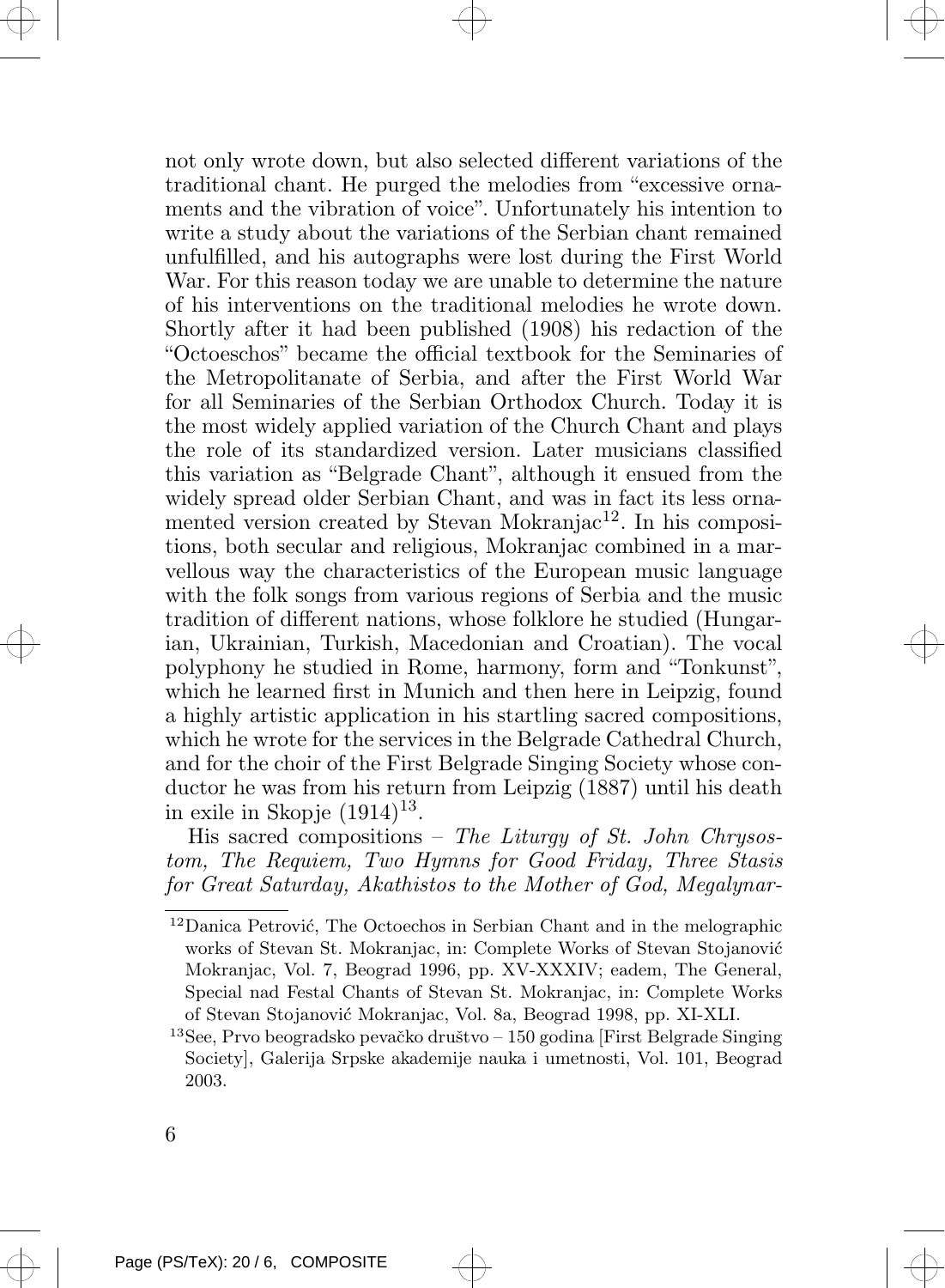not only wrote down, but also selected different variations of the traditional chant. He purged the melodies from "excessive ornaments and the vibration of voice". Unfortunately his intention to write a study about the variations of the Serbian chant remained unfulfilled, and his autographs were lost during the First World War. For this reason today we are unable to determine the nature of his interventions on the traditional melodies he wrote down. Shortly after it had been published (1908) his redaction of the "Octoeschos" became the official textbook for the Seminaries of the Metropolitanate of Serbia, and after the First World War for all Seminaries of the Serbian Orthodox Church. Today it is the most widely applied variation of the Church Chant and plays the role of its standardized version. Later musicians classified this variation as "Belgrade Chant", although it ensued from the widely spread older Serbian Chant, and was in fact its less ornamented version created by Stevan Mokranjac[12]. In his compositions, both secular and religious, Mokranjac combined in a marvellous way the characteristics of the European music language with the folk songs from various regions of Serbia and the music tradition of different nations, whose folklore he studied (Hungarian, Ukrainian, Turkish, Macedonian and Croatian). The vocal polyphony he studied in Rome, harmony, form and "Tonkunst", which he learned first in Munich and then here in Leipzig, found a highly artistic application in his startling sacred compositions, which he wrote for the services in the Belgrade Cathedral Church, and for the choir of the First Belgrade Singing Society whose conductor he was from his return from Leipzig (1887) until his death in exile in Skopje (1914)[13].

His sacred compositions – *The Liturgy of St. John Chrysostom, The Requiem, Two Hymns for Good Friday, Three Stasis for Great Saturday, Akathistos to the Mother of God, Megalynar-*

---

[12] Danica Petrović, The Octoechos in Serbian Chant and in the melographic works of Stevan St. Mokranjac, in: Complete Works of Stevan Stojanović Mokranjac, Vol. 7, Beograd 1996, pp. XV-XXXIV; eadem, The General, Special nad Festal Chants of Stevan St. Mokranjac, in: Complete Works of Stevan Stojanović Mokranjac, Vol. 8a, Beograd 1998, pp. XI-XLI.

[13] See, Prvo beogradsko pevačko društvo – 150 godina [First Belgrade Singing Society], Galerija Srpske akademije nauka i umetnosti, Vol. 101, Beograd 2003.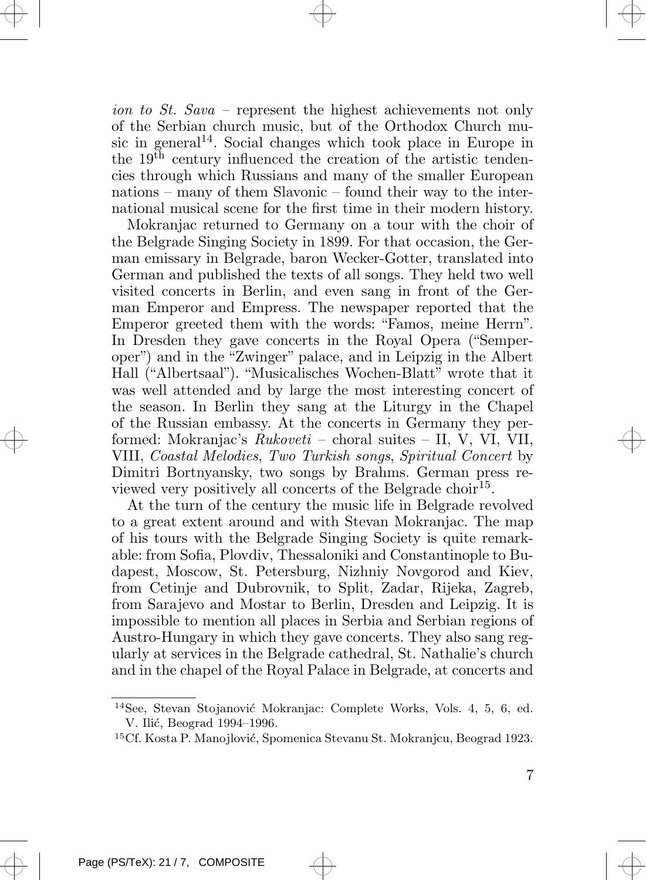*ion to St. Sava* – represent the highest achievements not only of the Serbian church music, but of the Orthodox Church music in general[14]. Social changes which took place in Europe in the 19th century influenced the creation of the artistic tendencies through which Russians and many of the smaller European nations – many of them Slavonic – found their way to the international musical scene for the first time in their modern history.

Mokranjac returned to Germany on a tour with the choir of the Belgrade Singing Society in 1899. For that occasion, the German emissary in Belgrade, baron Wecker-Gotter, translated into German and published the texts of all songs. They held two well visited concerts in Berlin, and even sang in front of the German Emperor and Empress. The newspaper reported that the Emperor greeted them with the words: "Famos, meine Herrn". In Dresden they gave concerts in the Royal Opera ("Semperoper") and in the "Zwinger" palace, and in Leipzig in the Albert Hall ("Albertsaal"). "Musicalisches Wochen-Blatt" wrote that it was well attended and by large the most interesting concert of the season. In Berlin they sang at the Liturgy in the Chapel of the Russian embassy. At the concerts in Germany they performed: Mokranjac's *Rukoveti* – choral suites – II, V, VI, VII, VIII, *Coastal Melodies*, *Two Turkish songs*, *Spiritual Concert* by Dimitri Bortnyansky, two songs by Brahms. German press reviewed very positively all concerts of the Belgrade choir[15].

At the turn of the century the music life in Belgrade revolved to a great extent around and with Stevan Mokranjac. The map of his tours with the Belgrade Singing Society is quite remarkable: from Sofia, Plovdiv, Thessaloniki and Constantinople to Budapest, Moscow, St. Petersburg, Nizhniy Novgorod and Kiev, from Cetinje and Dubrovnik, to Split, Zadar, Rijeka, Zagreb, from Sarajevo and Mostar to Berlin, Dresden and Leipzig. It is impossible to mention all places in Serbia and Serbian regions of Austro-Hungary in which they gave concerts. They also sang regularly at services in the Belgrade cathedral, St. Nathalie's church and in the chapel of the Royal Palace in Belgrade, at concerts and

---

[14] See, Stevan Stojanović Mokranjac: Complete Works, Vols. 4, 5, 6, ed. V. Ilić, Beograd 1994–1996.

[15] Cf. Kosta P. Manojlović, Spomenica Stevanu St. Mokranjcu, Beograd 1923.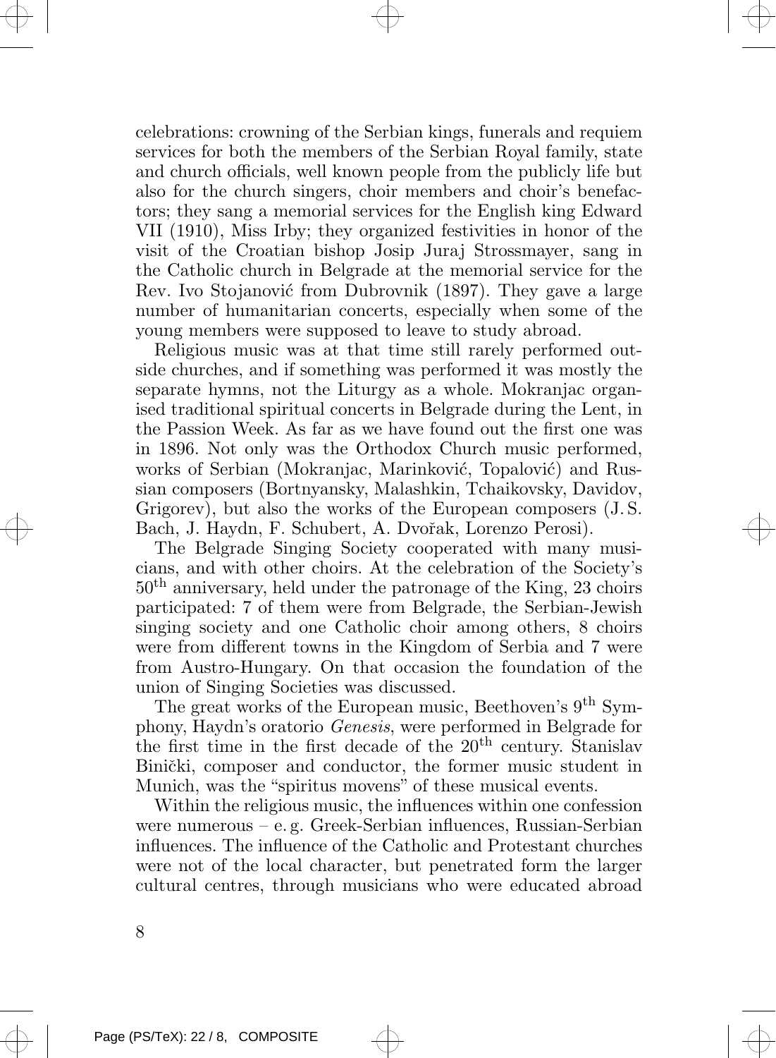celebrations: crowning of the Serbian kings, funerals and requiem services for both the members of the Serbian Royal family, state and church officials, well known people from the publicly life but also for the church singers, choir members and choir's benefactors; they sang a memorial services for the English king Edward VII (1910), Miss Irby; they organized festivities in honor of the visit of the Croatian bishop Josip Juraj Strossmayer, sang in the Catholic church in Belgrade at the memorial service for the Rev. Ivo Stojanović from Dubrovnik (1897). They gave a large number of humanitarian concerts, especially when some of the young members were supposed to leave to study abroad.

Religious music was at that time still rarely performed outside churches, and if something was performed it was mostly the separate hymns, not the Liturgy as a whole. Mokranjac organised traditional spiritual concerts in Belgrade during the Lent, in the Passion Week. As far as we have found out the first one was in 1896. Not only was the Orthodox Church music performed, works of Serbian (Mokranjac, Marinković, Topalović) and Russian composers (Bortnyansky, Malashkin, Tchaikovsky, Davidov, Grigorev), but also the works of the European composers (J. S. Bach, J. Haydn, F. Schubert, A. Dvořak, Lorenzo Perosi).

The Belgrade Singing Society cooperated with many musicians, and with other choirs. At the celebration of the Society's 50th anniversary, held under the patronage of the King, 23 choirs participated: 7 of them were from Belgrade, the Serbian-Jewish singing society and one Catholic choir among others, 8 choirs were from different towns in the Kingdom of Serbia and 7 were from Austro-Hungary. On that occasion the foundation of the union of Singing Societies was discussed.

The great works of the European music, Beethoven's 9th Symphony, Haydn's oratorio *Genesis*, were performed in Belgrade for the first time in the first decade of the 20th century. Stanislav Binički, composer and conductor, the former music student in Munich, was the "spiritus movens" of these musical events.

Within the religious music, the influences within one confession were numerous – e. g. Greek-Serbian influences, Russian-Serbian influences. The influence of the Catholic and Protestant churches were not of the local character, but penetrated form the larger cultural centres, through musicians who were educated abroad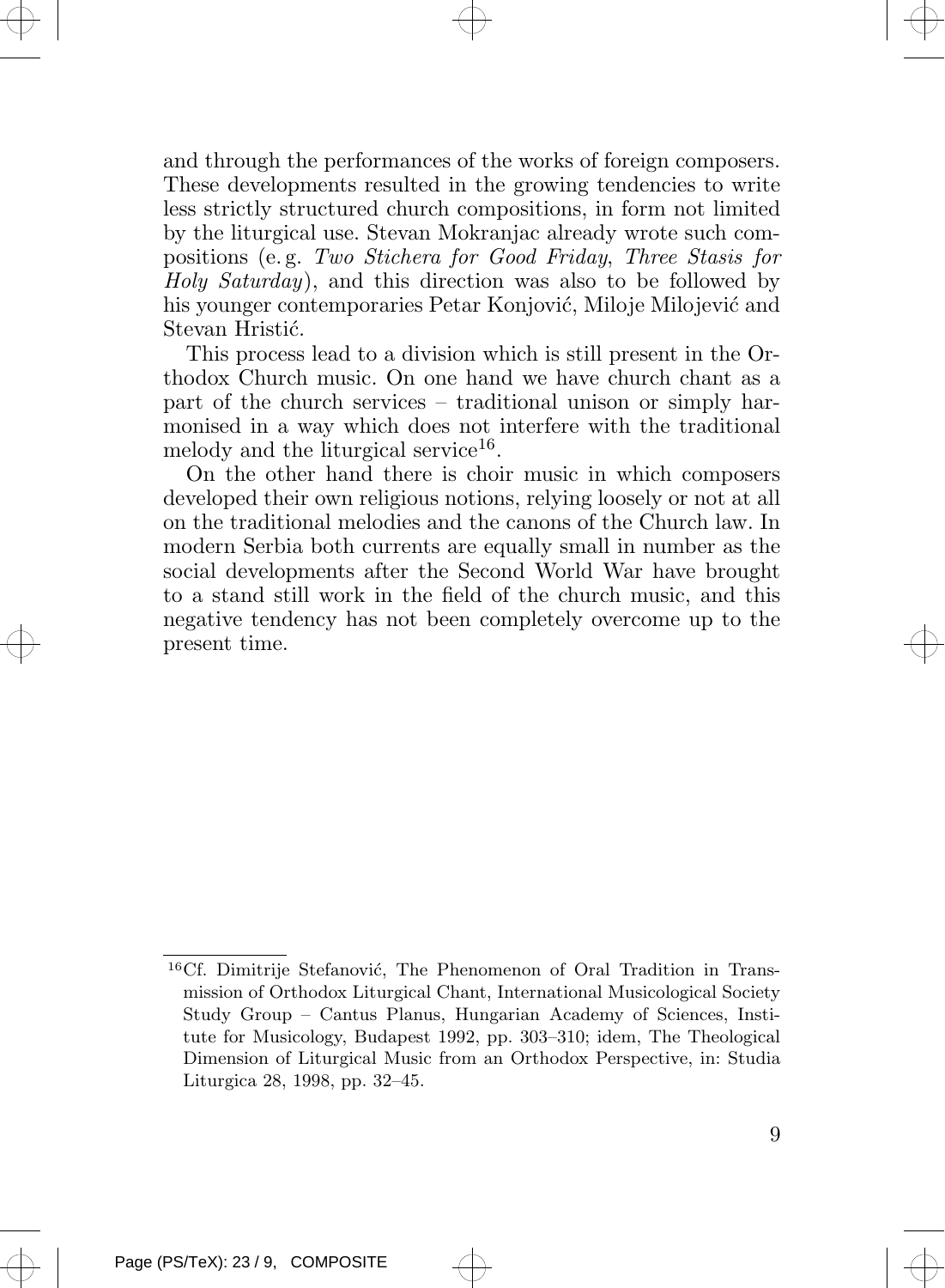and through the performances of the works of foreign composers. These developments resulted in the growing tendencies to write less strictly structured church compositions, in form not limited by the liturgical use. Stevan Mokranjac already wrote such compositions (e. g. *Two Stichera for Good Friday*, *Three Stasis for Holy Saturday*), and this direction was also to be followed by his younger contemporaries Petar Konjović, Miloje Milojević and Stevan Hristić.

This process lead to a division which is still present in the Orthodox Church music. On one hand we have church chant as a part of the church services – traditional unison or simply harmonised in a way which does not interfere with the traditional melody and the liturgical service[16].

On the other hand there is choir music in which composers developed their own religious notions, relying loosely or not at all on the traditional melodies and the canons of the Church law. In modern Serbia both currents are equally small in number as the social developments after the Second World War have brought to a stand still work in the field of the church music, and this negative tendency has not been completely overcome up to the present time.

---

[16] Cf. Dimitrije Stefanović, The Phenomenon of Oral Tradition in Transmission of Orthodox Liturgical Chant, International Musicological Society Study Group – Cantus Planus, Hungarian Academy of Sciences, Institute for Musicology, Budapest 1992, pp. 303–310; idem, The Theological Dimension of Liturgical Music from an Orthodox Perspective, in: Studia Liturgica 28, 1998, pp. 32–45.